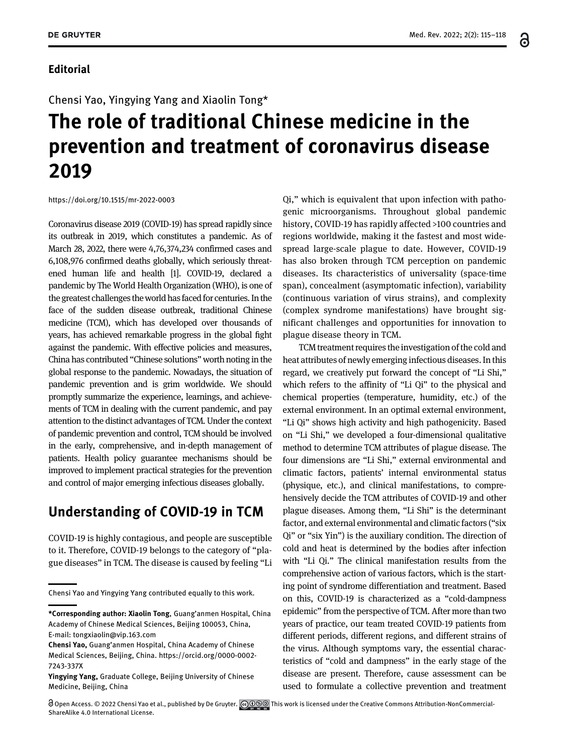**Editorial**

Chensi Yao, Yingying Yang and Xiaolin Tong*

# The role of traditional Chinese medicine in the prevention and treatment of coronavirus disease 2019

https://doi.org/10.1515/mr-2022-0003

Coronavirus disease 2019 (COVID-19) has spread rapidly since its outbreak in 2019, which constitutes a pandemic. As of March 28, 2022, there were 4,76,374,234 confirmed cases and 6,108,976 confirmed deaths globally, which seriously threatened human life and health [1]. COVID-19, declared a pandemic by The World Health Organization (WHO), is one of the greatest challenges the world has faced for centuries. In the face of the sudden disease outbreak, traditional Chinese medicine (TCM), which has developed over thousands of years, has achieved remarkable progress in the global fight against the pandemic. With effective policies and measures, China has contributed "Chinese solutions" worth noting in the global response to the pandemic. Nowadays, the situation of pandemic prevention and is grim worldwide. We should promptly summarize the experience, learnings, and achievements of TCM in dealing with the current pandemic, and pay attention to the distinct advantages of TCM. Under the context of pandemic prevention and control, TCM should be involved in the early, comprehensive, and in-depth management of patients. Health policy guarantee mechanisms should be improved to implement practical strategies for the prevention and control of major emerging infectious diseases globally.

## Understanding of COVID-19 in TCM

COVID-19 is highly contagious, and people are susceptible to it. Therefore, COVID-19 belongs to the category of "plague diseases" in TCM. The disease is caused by feeling "Li Qi," which is equivalent that upon infection with pathogenic microorganisms. Throughout global pandemic history, COVID-19 has rapidly affected >100 countries and regions worldwide, making it the fastest and most widespread large-scale plague to date. However, COVID-19 has also broken through TCM perception on pandemic diseases. Its characteristics of universality (space-time span), concealment (asymptomatic infection), variability (continuous variation of virus strains), and complexity (complex syndrome manifestations) have brought significant challenges and opportunities for innovation to plague disease theory in TCM.

TCM treatment requires the investigation of the cold and heat attributes of newly emerging infectious diseases. In this regard, we creatively put forward the concept of "Li Shi," which refers to the affinity of "Li Qi" to the physical and chemical properties (temperature, humidity, etc.) of the external environment. In an optimal external environment, "Li Qi" shows high activity and high pathogenicity. Based on "Li Shi," we developed a four-dimensional qualitative method to determine TCM attributes of plague disease. The four dimensions are "Li Shi," external environmental and climatic factors, patients' internal environmental status (physique, etc.), and clinical manifestations, to comprehensively decide the TCM attributes of COVID-19 and other plague diseases. Among them, "Li Shi" is the determinant factor, and external environmental and climatic factors ("six Qi" or "six Yin") is the auxiliary condition. The direction of cold and heat is determined by the bodies after infection with "Li Qi." The clinical manifestation results from the comprehensive action of various factors, which is the starting point of syndrome differentiation and treatment. Based on this, COVID-19 is characterized as a "cold-dampness epidemic" from the perspective of TCM. After more than two years of practice, our team treated COVID-19 patients from different periods, different regions, and different strains of the virus. Although symptoms vary, the essential characteristics of "cold and dampness" in the early stage of the disease are present. Therefore, cause assessment can be used to formulate a collective prevention and treatment

---

Chensi Yao and Yingying Yang contributed equally to this work.

**\*Corresponding author: Xiaolin Tong**, Guang'anmen Hospital, China Academy of Chinese Medical Sciences, Beijing 100053, China, E-mail: tongxiaolin@vip.163.com

**Chensi Yao,** Guang'anmen Hospital, China Academy of Chinese Medical Sciences, Beijing, China. https://orcid.org/0000-0002-7243-337X

**Yingying Yang,** Graduate College, Beijing University of Chinese Medicine, Beijing, China

Open Access. © 2022 Chensi Yao et al., published by De Gruyter. This work is licensed under the Creative Commons Attribution-NonCommercial-ShareAlike 4.0 International License.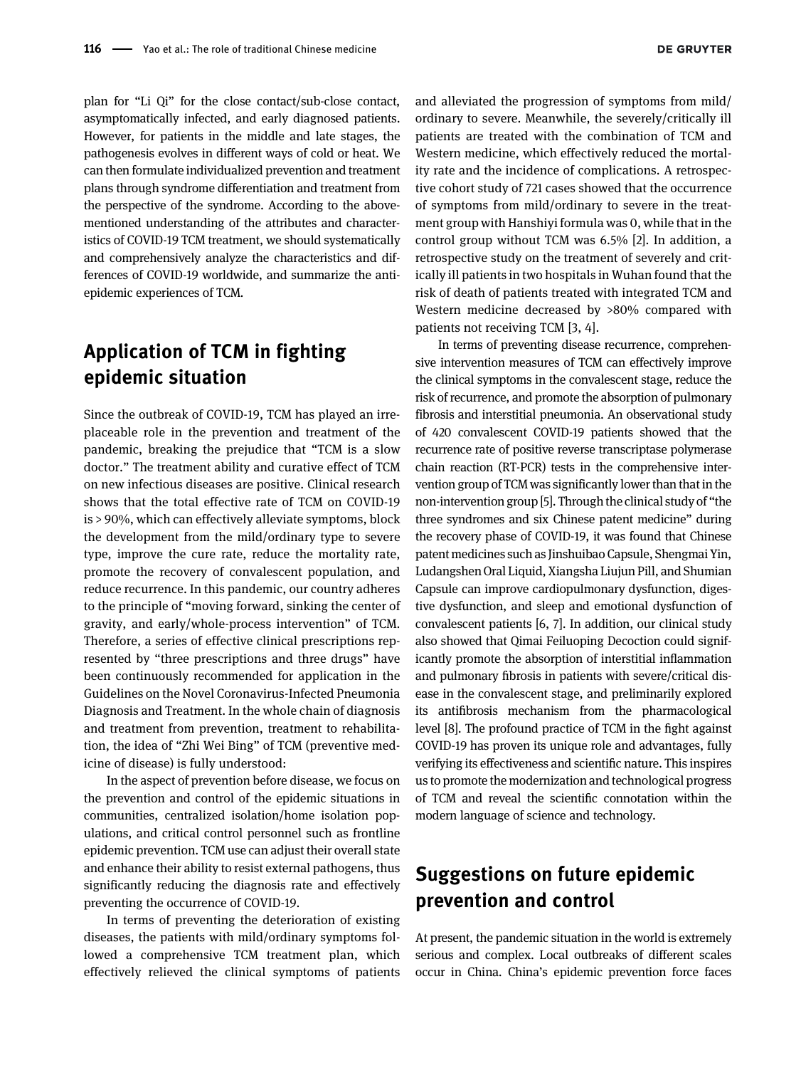plan for "Li Qi" for the close contact/sub-close contact, asymptomatically infected, and early diagnosed patients. However, for patients in the middle and late stages, the pathogenesis evolves in different ways of cold or heat. We can then formulate individualized prevention and treatment plans through syndrome differentiation and treatment from the perspective of the syndrome. According to the abovementioned understanding of the attributes and characteristics of COVID-19 TCM treatment, we should systematically and comprehensively analyze the characteristics and differences of COVID-19 worldwide, and summarize the anti-epidemic experiences of TCM.

## Application of TCM in fighting epidemic situation

Since the outbreak of COVID-19, TCM has played an irreplaceable role in the prevention and treatment of the pandemic, breaking the prejudice that "TCM is a slow doctor." The treatment ability and curative effect of TCM on new infectious diseases are positive. Clinical research shows that the total effective rate of TCM on COVID-19 is > 90%, which can effectively alleviate symptoms, block the development from the mild/ordinary type to severe type, improve the cure rate, reduce the mortality rate, promote the recovery of convalescent population, and reduce recurrence. In this pandemic, our country adheres to the principle of "moving forward, sinking the center of gravity, and early/whole-process intervention" of TCM. Therefore, a series of effective clinical prescriptions represented by "three prescriptions and three drugs" have been continuously recommended for application in the Guidelines on the Novel Coronavirus-Infected Pneumonia Diagnosis and Treatment. In the whole chain of diagnosis and treatment from prevention, treatment to rehabilitation, the idea of "Zhi Wei Bing" of TCM (preventive medicine of disease) is fully understood:

In the aspect of prevention before disease, we focus on the prevention and control of the epidemic situations in communities, centralized isolation/home isolation populations, and critical control personnel such as frontline epidemic prevention. TCM use can adjust their overall state and enhance their ability to resist external pathogens, thus significantly reducing the diagnosis rate and effectively preventing the occurrence of COVID-19.

In terms of preventing the deterioration of existing diseases, the patients with mild/ordinary symptoms followed a comprehensive TCM treatment plan, which effectively relieved the clinical symptoms of patients and alleviated the progression of symptoms from mild/ordinary to severe. Meanwhile, the severely/critically ill patients are treated with the combination of TCM and Western medicine, which effectively reduced the mortality rate and the incidence of complications. A retrospective cohort study of 721 cases showed that the occurrence of symptoms from mild/ordinary to severe in the treatment group with Hanshiyi formula was 0, while that in the control group without TCM was 6.5% [2]. In addition, a retrospective study on the treatment of severely and critically ill patients in two hospitals in Wuhan found that the risk of death of patients treated with integrated TCM and Western medicine decreased by >80% compared with patients not receiving TCM [3, 4].

In terms of preventing disease recurrence, comprehensive intervention measures of TCM can effectively improve the clinical symptoms in the convalescent stage, reduce the risk of recurrence, and promote the absorption of pulmonary fibrosis and interstitial pneumonia. An observational study of 420 convalescent COVID-19 patients showed that the recurrence rate of positive reverse transcriptase polymerase chain reaction (RT-PCR) tests in the comprehensive intervention group of TCM was significantly lower than that in the non-intervention group [5]. Through the clinical study of "the three syndromes and six Chinese patent medicine" during the recovery phase of COVID-19, it was found that Chinese patent medicines such as Jinshuibao Capsule, Shengmai Yin, Ludangshen Oral Liquid, Xiangsha Liujun Pill, and Shumian Capsule can improve cardiopulmonary dysfunction, digestive dysfunction, and sleep and emotional dysfunction of convalescent patients [6, 7]. In addition, our clinical study also showed that Qimai Feiluoping Decoction could significantly promote the absorption of interstitial inflammation and pulmonary fibrosis in patients with severe/critical disease in the convalescent stage, and preliminarily explored its antifibrosis mechanism from the pharmacological level [8]. The profound practice of TCM in the fight against COVID-19 has proven its unique role and advantages, fully verifying its effectiveness and scientific nature. This inspires us to promote the modernization and technological progress of TCM and reveal the scientific connotation within the modern language of science and technology.

## Suggestions on future epidemic prevention and control

At present, the pandemic situation in the world is extremely serious and complex. Local outbreaks of different scales occur in China. China's epidemic prevention force faces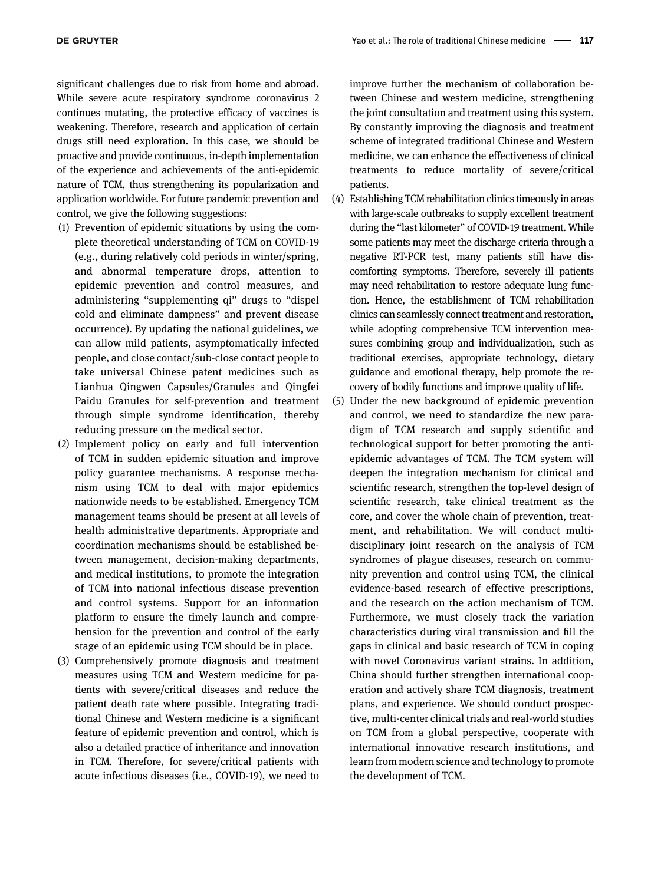significant challenges due to risk from home and abroad. While severe acute respiratory syndrome coronavirus 2 continues mutating, the protective efficacy of vaccines is weakening. Therefore, research and application of certain drugs still need exploration. In this case, we should be proactive and provide continuous, in-depth implementation of the experience and achievements of the anti-epidemic nature of TCM, thus strengthening its popularization and application worldwide. For future pandemic prevention and control, we give the following suggestions:

(1) Prevention of epidemic situations by using the complete theoretical understanding of TCM on COVID-19 (e.g., during relatively cold periods in winter/spring, and abnormal temperature drops, attention to epidemic prevention and control measures, and administering "supplementing qi" drugs to "dispel cold and eliminate dampness" and prevent disease occurrence). By updating the national guidelines, we can allow mild patients, asymptomatically infected people, and close contact/sub-close contact people to take universal Chinese patent medicines such as Lianhua Qingwen Capsules/Granules and Qingfei Paidu Granules for self-prevention and treatment through simple syndrome identification, thereby reducing pressure on the medical sector.

(2) Implement policy on early and full intervention of TCM in sudden epidemic situation and improve policy guarantee mechanisms. A response mechanism using TCM to deal with major epidemics nationwide needs to be established. Emergency TCM management teams should be present at all levels of health administrative departments. Appropriate and coordination mechanisms should be established between management, decision-making departments, and medical institutions, to promote the integration of TCM into national infectious disease prevention and control systems. Support for an information platform to ensure the timely launch and comprehension for the prevention and control of the early stage of an epidemic using TCM should be in place.

(3) Comprehensively promote diagnosis and treatment measures using TCM and Western medicine for patients with severe/critical diseases and reduce the patient death rate where possible. Integrating traditional Chinese and Western medicine is a significant feature of epidemic prevention and control, which is also a detailed practice of inheritance and innovation in TCM. Therefore, for severe/critical patients with acute infectious diseases (i.e., COVID-19), we need to improve further the mechanism of collaboration between Chinese and western medicine, strengthening the joint consultation and treatment using this system. By constantly improving the diagnosis and treatment scheme of integrated traditional Chinese and Western medicine, we can enhance the effectiveness of clinical treatments to reduce mortality of severe/critical patients.

(4) Establishing TCM rehabilitation clinics timeously in areas with large-scale outbreaks to supply excellent treatment during the "last kilometer" of COVID-19 treatment. While some patients may meet the discharge criteria through a negative RT-PCR test, many patients still have discomforting symptoms. Therefore, severely ill patients may need rehabilitation to restore adequate lung function. Hence, the establishment of TCM rehabilitation clinics can seamlessly connect treatment and restoration, while adopting comprehensive TCM intervention measures combining group and individualization, such as traditional exercises, appropriate technology, dietary guidance and emotional therapy, help promote the recovery of bodily functions and improve quality of life.

(5) Under the new background of epidemic prevention and control, we need to standardize the new paradigm of TCM research and supply scientific and technological support for better promoting the anti-epidemic advantages of TCM. The TCM system will deepen the integration mechanism for clinical and scientific research, strengthen the top-level design of scientific research, take clinical treatment as the core, and cover the whole chain of prevention, treatment, and rehabilitation. We will conduct multidisciplinary joint research on the analysis of TCM syndromes of plague diseases, research on community prevention and control using TCM, the clinical evidence-based research of effective prescriptions, and the research on the action mechanism of TCM. Furthermore, we must closely track the variation characteristics during viral transmission and fill the gaps in clinical and basic research of TCM in coping with novel Coronavirus variant strains. In addition, China should further strengthen international cooperation and actively share TCM diagnosis, treatment plans, and experience. We should conduct prospective, multi-center clinical trials and real-world studies on TCM from a global perspective, cooperate with international innovative research institutions, and learn from modern science and technology to promote the development of TCM.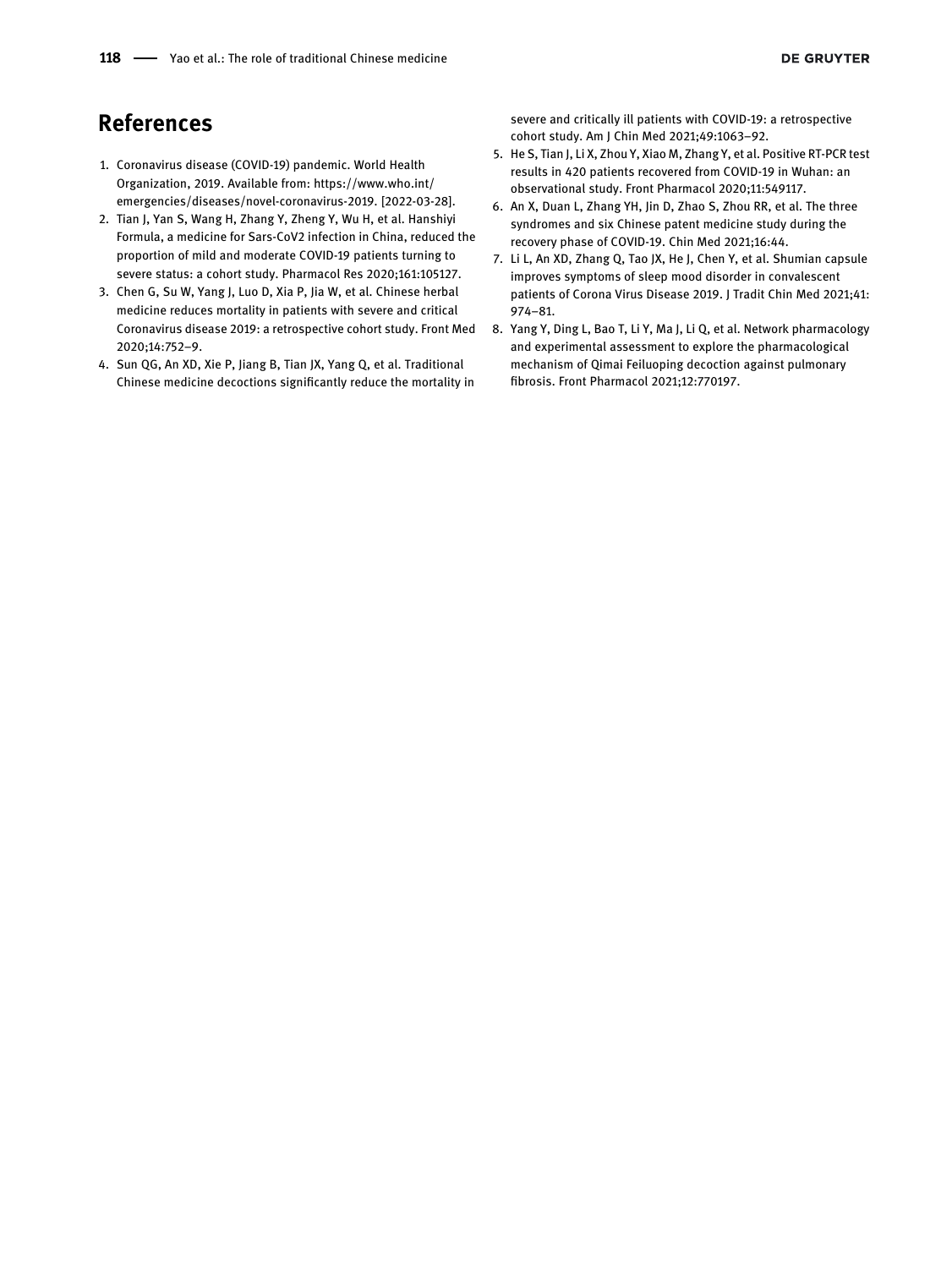## References

1. Coronavirus disease (COVID-19) pandemic. World Health Organization, 2019. Available from: https://www.who.int/emergencies/diseases/novel-coronavirus-2019. [2022-03-28].
2. Tian J, Yan S, Wang H, Zhang Y, Zheng Y, Wu H, et al. Hanshiyi Formula, a medicine for Sars-CoV2 infection in China, reduced the proportion of mild and moderate COVID-19 patients turning to severe status: a cohort study. Pharmacol Res 2020;161:105127.
3. Chen G, Su W, Yang J, Luo D, Xia P, Jia W, et al. Chinese herbal medicine reduces mortality in patients with severe and critical Coronavirus disease 2019: a retrospective cohort study. Front Med 2020;14:752–9.
4. Sun QG, An XD, Xie P, Jiang B, Tian JX, Yang Q, et al. Traditional Chinese medicine decoctions significantly reduce the mortality in severe and critically ill patients with COVID-19: a retrospective cohort study. Am J Chin Med 2021;49:1063–92.
5. He S, Tian J, Li X, Zhou Y, Xiao M, Zhang Y, et al. Positive RT-PCR test results in 420 patients recovered from COVID-19 in Wuhan: an observational study. Front Pharmacol 2020;11:549117.
6. An X, Duan L, Zhang YH, Jin D, Zhao S, Zhou RR, et al. The three syndromes and six Chinese patent medicine study during the recovery phase of COVID-19. Chin Med 2021;16:44.
7. Li L, An XD, Zhang Q, Tao JX, He J, Chen Y, et al. Shumian capsule improves symptoms of sleep mood disorder in convalescent patients of Corona Virus Disease 2019. J Tradit Chin Med 2021;41: 974–81.
8. Yang Y, Ding L, Bao T, Li Y, Ma J, Li Q, et al. Network pharmacology and experimental assessment to explore the pharmacological mechanism of Qimai Feiluoping decoction against pulmonary fibrosis. Front Pharmacol 2021;12:770197.